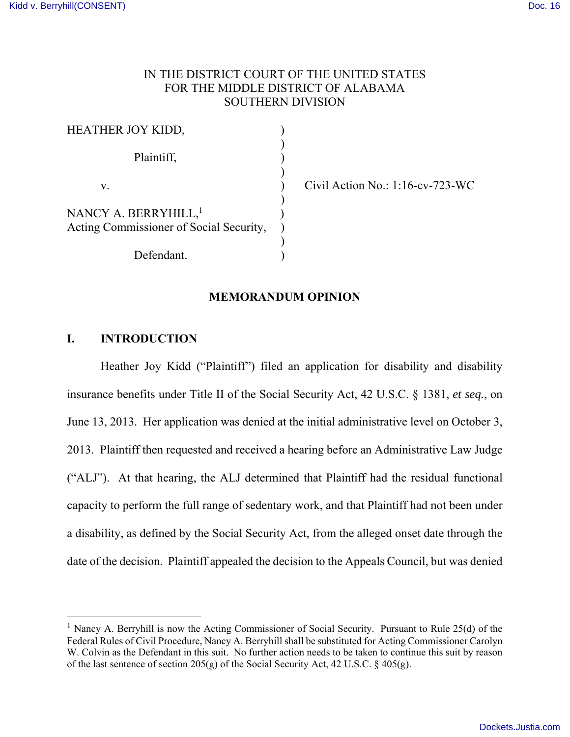IN THE DISTRICT COURT OF THE UNITED STATES
FOR THE MIDDLE DISTRICT OF ALABAMA
SOUTHERN DIVISION

HEATHER JOY KIDD,

Plaintiff,

v.

NANCY A. BERRYHILL,[1]
Acting Commissioner of Social Security,

Defendant.

Civil Action No.: 1:16-cv-723-WC

## MEMORANDUM OPINION

### I. INTRODUCTION

Heather Joy Kidd ("Plaintiff") filed an application for disability and disability insurance benefits under Title II of the Social Security Act, 42 U.S.C. § 1381, *et seq.*, on June 13, 2013. Her application was denied at the initial administrative level on October 3, 2013. Plaintiff then requested and received a hearing before an Administrative Law Judge ("ALJ"). At that hearing, the ALJ determined that Plaintiff had the residual functional capacity to perform the full range of sedentary work, and that Plaintiff had not been under a disability, as defined by the Social Security Act, from the alleged onset date through the date of the decision. Plaintiff appealed the decision to the Appeals Council, but was denied

---

[1] Nancy A. Berryhill is now the Acting Commissioner of Social Security. Pursuant to Rule 25(d) of the Federal Rules of Civil Procedure, Nancy A. Berryhill shall be substituted for Acting Commissioner Carolyn W. Colvin as the Defendant in this suit. No further action needs to be taken to continue this suit by reason of the last sentence of section 205(g) of the Social Security Act, 42 U.S.C. § 405(g).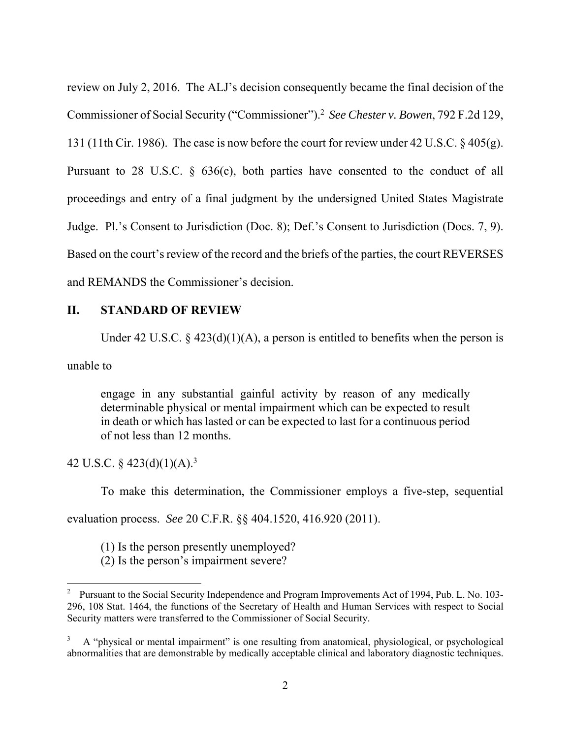review on July 2, 2016. The ALJ's decision consequently became the final decision of the Commissioner of Social Security ("Commissioner").[2] *See Chester v. Bowen*, 792 F.2d 129, 131 (11th Cir. 1986). The case is now before the court for review under 42 U.S.C. § 405(g). Pursuant to 28 U.S.C. § 636(c), both parties have consented to the conduct of all proceedings and entry of a final judgment by the undersigned United States Magistrate Judge. Pl.'s Consent to Jurisdiction (Doc. 8); Def.'s Consent to Jurisdiction (Docs. 7, 9). Based on the court's review of the record and the briefs of the parties, the court REVERSES and REMANDS the Commissioner's decision.

## II. STANDARD OF REVIEW

Under 42 U.S.C. § 423(d)(1)(A), a person is entitled to benefits when the person is unable to

> engage in any substantial gainful activity by reason of any medically determinable physical or mental impairment which can be expected to result in death or which has lasted or can be expected to last for a continuous period of not less than 12 months.

42 U.S.C. § 423(d)(1)(A).[3]

To make this determination, the Commissioner employs a five-step, sequential evaluation process. *See* 20 C.F.R. §§ 404.1520, 416.920 (2011).

> (1) Is the person presently unemployed?
> (2) Is the person's impairment severe?

---

[2] Pursuant to the Social Security Independence and Program Improvements Act of 1994, Pub. L. No. 103-296, 108 Stat. 1464, the functions of the Secretary of Health and Human Services with respect to Social Security matters were transferred to the Commissioner of Social Security.

[3] A "physical or mental impairment" is one resulting from anatomical, physiological, or psychological abnormalities that are demonstrable by medically acceptable clinical and laboratory diagnostic techniques.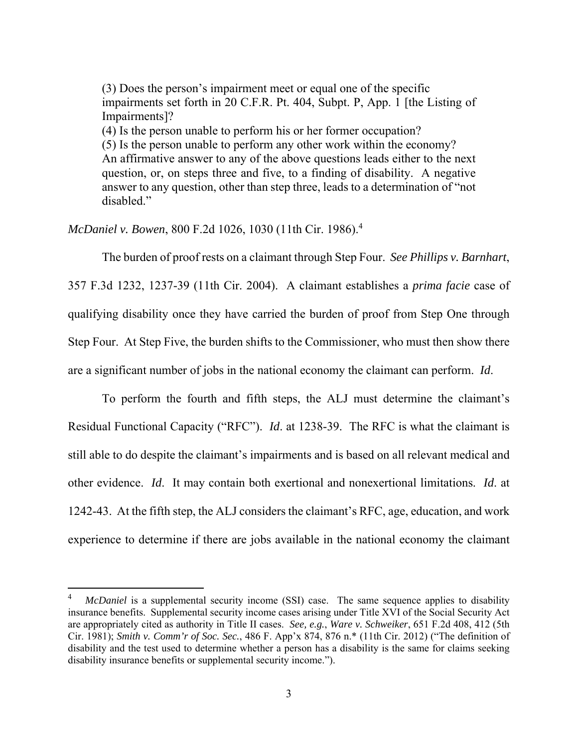> (3) Does the person's impairment meet or equal one of the specific impairments set forth in 20 C.F.R. Pt. 404, Subpt. P, App. 1 [the Listing of Impairments]?
> (4) Is the person unable to perform his or her former occupation?
> (5) Is the person unable to perform any other work within the economy?
> An affirmative answer to any of the above questions leads either to the next question, or, on steps three and five, to a finding of disability. A negative answer to any question, other than step three, leads to a determination of "not disabled."

*McDaniel v. Bowen*, 800 F.2d 1026, 1030 (11th Cir. 1986).[4]

The burden of proof rests on a claimant through Step Four. *See Phillips v. Barnhart*, 357 F.3d 1232, 1237-39 (11th Cir. 2004). A claimant establishes a *prima facie* case of qualifying disability once they have carried the burden of proof from Step One through Step Four. At Step Five, the burden shifts to the Commissioner, who must then show there are a significant number of jobs in the national economy the claimant can perform. *Id*.

To perform the fourth and fifth steps, the ALJ must determine the claimant's Residual Functional Capacity ("RFC"). *Id*. at 1238-39. The RFC is what the claimant is still able to do despite the claimant's impairments and is based on all relevant medical and other evidence. *Id*. It may contain both exertional and nonexertional limitations. *Id*. at 1242-43. At the fifth step, the ALJ considers the claimant's RFC, age, education, and work experience to determine if there are jobs available in the national economy the claimant

---

[4] *McDaniel* is a supplemental security income (SSI) case. The same sequence applies to disability insurance benefits. Supplemental security income cases arising under Title XVI of the Social Security Act are appropriately cited as authority in Title II cases. *See, e.g.*, *Ware v. Schweiker*, 651 F.2d 408, 412 (5th Cir. 1981); *Smith v. Comm'r of Soc. Sec.*, 486 F. App'x 874, 876 n.* (11th Cir. 2012) ("The definition of disability and the test used to determine whether a person has a disability is the same for claims seeking disability insurance benefits or supplemental security income.").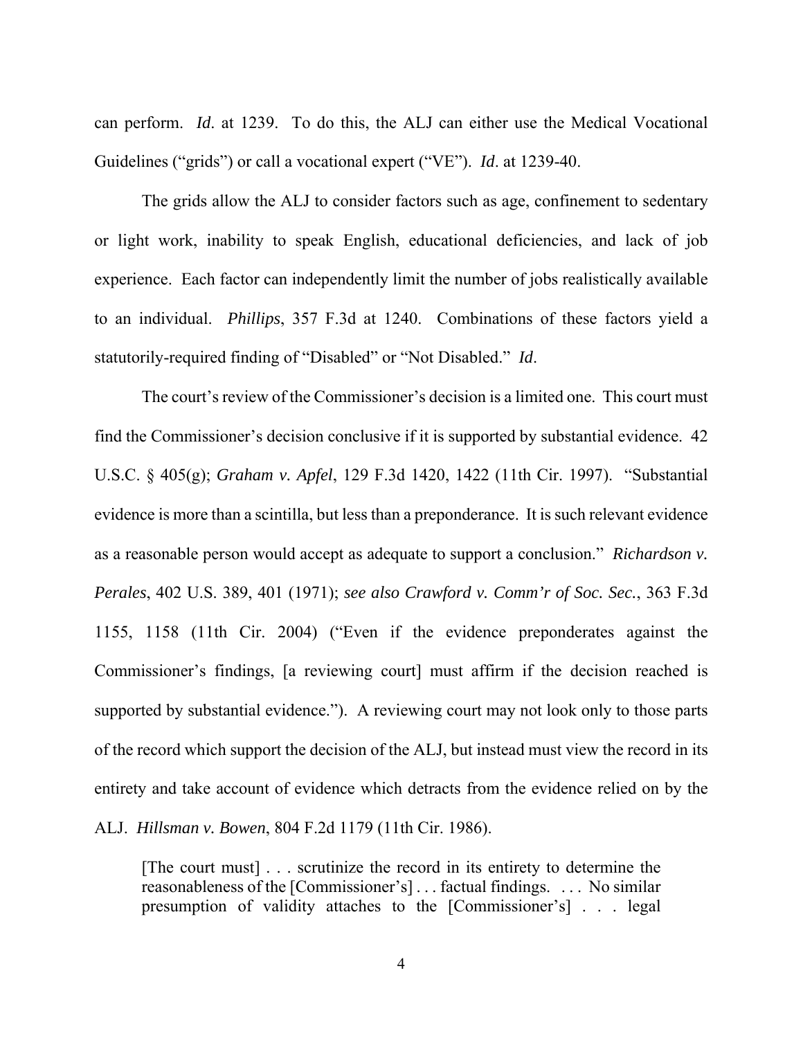can perform. *Id*. at 1239. To do this, the ALJ can either use the Medical Vocational Guidelines ("grids") or call a vocational expert ("VE"). *Id*. at 1239-40.

The grids allow the ALJ to consider factors such as age, confinement to sedentary or light work, inability to speak English, educational deficiencies, and lack of job experience. Each factor can independently limit the number of jobs realistically available to an individual. *Phillips*, 357 F.3d at 1240. Combinations of these factors yield a statutorily-required finding of "Disabled" or "Not Disabled." *Id*.

The court's review of the Commissioner's decision is a limited one. This court must find the Commissioner's decision conclusive if it is supported by substantial evidence. 42 U.S.C. § 405(g); *Graham v. Apfel*, 129 F.3d 1420, 1422 (11th Cir. 1997). "Substantial evidence is more than a scintilla, but less than a preponderance. It is such relevant evidence as a reasonable person would accept as adequate to support a conclusion." *Richardson v. Perales*, 402 U.S. 389, 401 (1971); *see also Crawford v. Comm'r of Soc. Sec.*, 363 F.3d 1155, 1158 (11th Cir. 2004) ("Even if the evidence preponderates against the Commissioner's findings, [a reviewing court] must affirm if the decision reached is supported by substantial evidence."). A reviewing court may not look only to those parts of the record which support the decision of the ALJ, but instead must view the record in its entirety and take account of evidence which detracts from the evidence relied on by the ALJ. *Hillsman v. Bowen*, 804 F.2d 1179 (11th Cir. 1986).

> [The court must] . . . scrutinize the record in its entirety to determine the reasonableness of the [Commissioner's] . . . factual findings. . . . No similar presumption of validity attaches to the [Commissioner's] . . . legal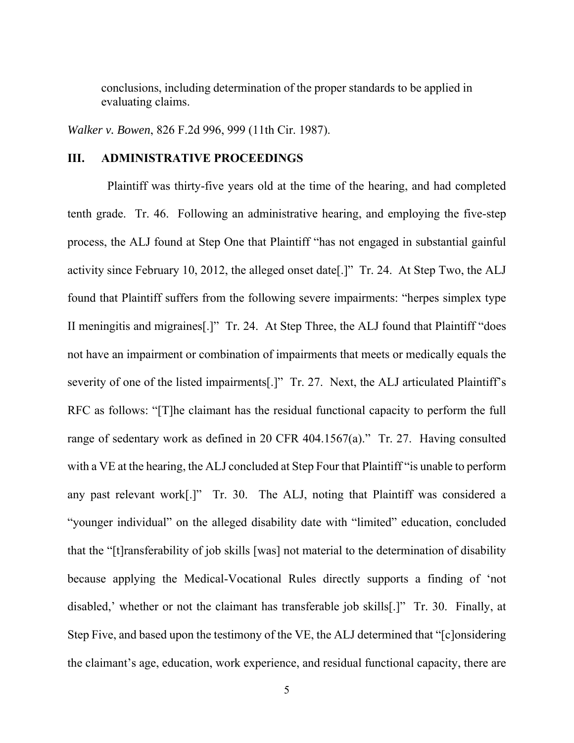> conclusions, including determination of the proper standards to be applied in evaluating claims.

*Walker v. Bowen*, 826 F.2d 996, 999 (11th Cir. 1987).

## III. ADMINISTRATIVE PROCEEDINGS

Plaintiff was thirty-five years old at the time of the hearing, and had completed tenth grade. Tr. 46. Following an administrative hearing, and employing the five-step process, the ALJ found at Step One that Plaintiff "has not engaged in substantial gainful activity since February 10, 2012, the alleged onset date[.]" Tr. 24. At Step Two, the ALJ found that Plaintiff suffers from the following severe impairments: "herpes simplex type II meningitis and migraines[.]" Tr. 24. At Step Three, the ALJ found that Plaintiff "does not have an impairment or combination of impairments that meets or medically equals the severity of one of the listed impairments[.]" Tr. 27. Next, the ALJ articulated Plaintiff's RFC as follows: "[T]he claimant has the residual functional capacity to perform the full range of sedentary work as defined in 20 CFR 404.1567(a)." Tr. 27. Having consulted with a VE at the hearing, the ALJ concluded at Step Four that Plaintiff "is unable to perform any past relevant work[.]" Tr. 30. The ALJ, noting that Plaintiff was considered a "younger individual" on the alleged disability date with "limited" education, concluded that the "[t]ransferability of job skills [was] not material to the determination of disability because applying the Medical-Vocational Rules directly supports a finding of 'not disabled,' whether or not the claimant has transferable job skills[.]" Tr. 30. Finally, at Step Five, and based upon the testimony of the VE, the ALJ determined that "[c]onsidering the claimant's age, education, work experience, and residual functional capacity, there are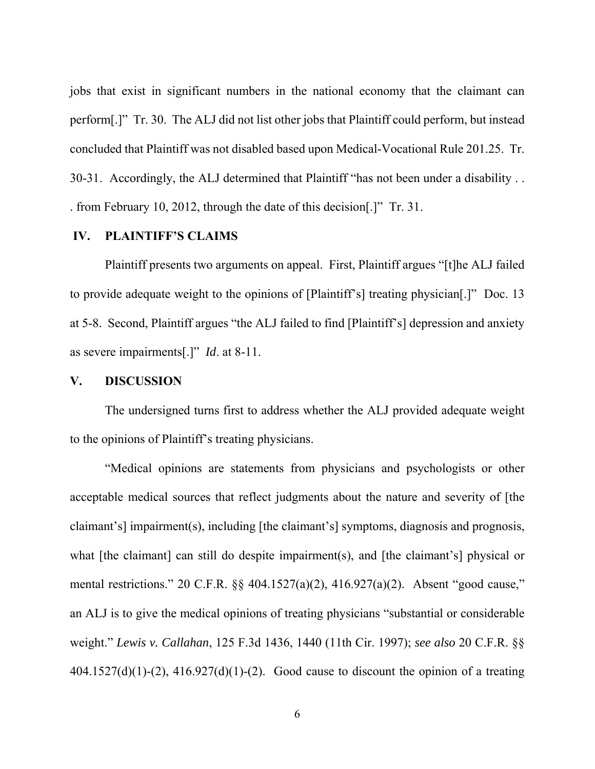jobs that exist in significant numbers in the national economy that the claimant can perform[.]" Tr. 30. The ALJ did not list other jobs that Plaintiff could perform, but instead concluded that Plaintiff was not disabled based upon Medical-Vocational Rule 201.25. Tr. 30-31. Accordingly, the ALJ determined that Plaintiff "has not been under a disability . . . from February 10, 2012, through the date of this decision[.]" Tr. 31.

## IV. PLAINTIFF'S CLAIMS

Plaintiff presents two arguments on appeal. First, Plaintiff argues "[t]he ALJ failed to provide adequate weight to the opinions of [Plaintiff's] treating physician[.]" Doc. 13 at 5-8. Second, Plaintiff argues "the ALJ failed to find [Plaintiff's] depression and anxiety as severe impairments[.]" *Id*. at 8-11.

## V. DISCUSSION

The undersigned turns first to address whether the ALJ provided adequate weight to the opinions of Plaintiff's treating physicians.

"Medical opinions are statements from physicians and psychologists or other acceptable medical sources that reflect judgments about the nature and severity of [the claimant's] impairment(s), including [the claimant's] symptoms, diagnosis and prognosis, what [the claimant] can still do despite impairment(s), and [the claimant's] physical or mental restrictions." 20 C.F.R. §§ 404.1527(a)(2), 416.927(a)(2). Absent "good cause," an ALJ is to give the medical opinions of treating physicians "substantial or considerable weight." *Lewis v. Callahan*, 125 F.3d 1436, 1440 (11th Cir. 1997); *see also* 20 C.F.R. §§ 404.1527(d)(1)-(2), 416.927(d)(1)-(2). Good cause to discount the opinion of a treating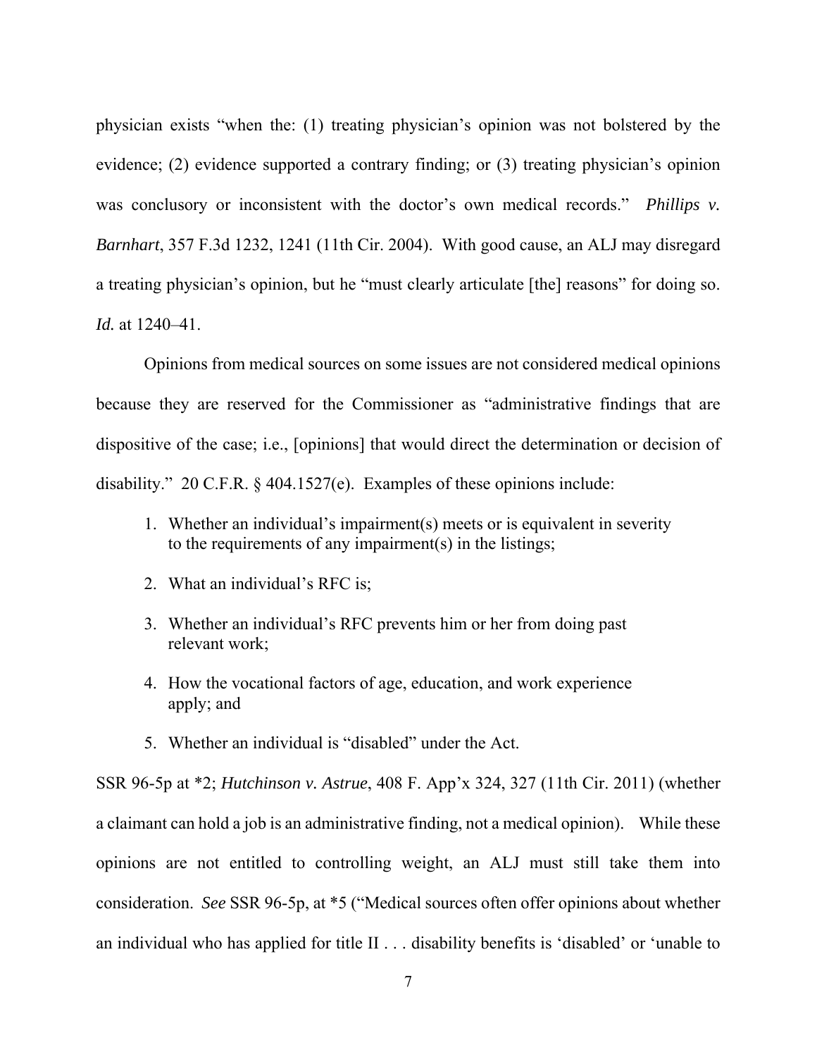physician exists "when the: (1) treating physician's opinion was not bolstered by the evidence; (2) evidence supported a contrary finding; or (3) treating physician's opinion was conclusory or inconsistent with the doctor's own medical records." ***Phillips v. Barnhart***, 357 F.3d 1232, 1241 (11th Cir. 2004). With good cause, an ALJ may disregard a treating physician's opinion, but he "must clearly articulate [the] reasons" for doing so. *Id.* at 1240–41.

Opinions from medical sources on some issues are not considered medical opinions because they are reserved for the Commissioner as "administrative findings that are dispositive of the case; i.e., [opinions] that would direct the determination or decision of disability." 20 C.F.R. § 404.1527(e). Examples of these opinions include:

1. Whether an individual's impairment(s) meets or is equivalent in severity to the requirements of any impairment(s) in the listings;
2. What an individual's RFC is;
3. Whether an individual's RFC prevents him or her from doing past relevant work;
4. How the vocational factors of age, education, and work experience apply; and
5. Whether an individual is "disabled" under the Act.

SSR 96-5p at *2; *Hutchinson v. Astrue*, 408 F. App'x 324, 327 (11th Cir. 2011) (whether a claimant can hold a job is an administrative finding, not a medical opinion). While these opinions are not entitled to controlling weight, an ALJ must still take them into consideration. *See* SSR 96-5p, at *5 ("Medical sources often offer opinions about whether an individual who has applied for title II . . . disability benefits is 'disabled' or 'unable to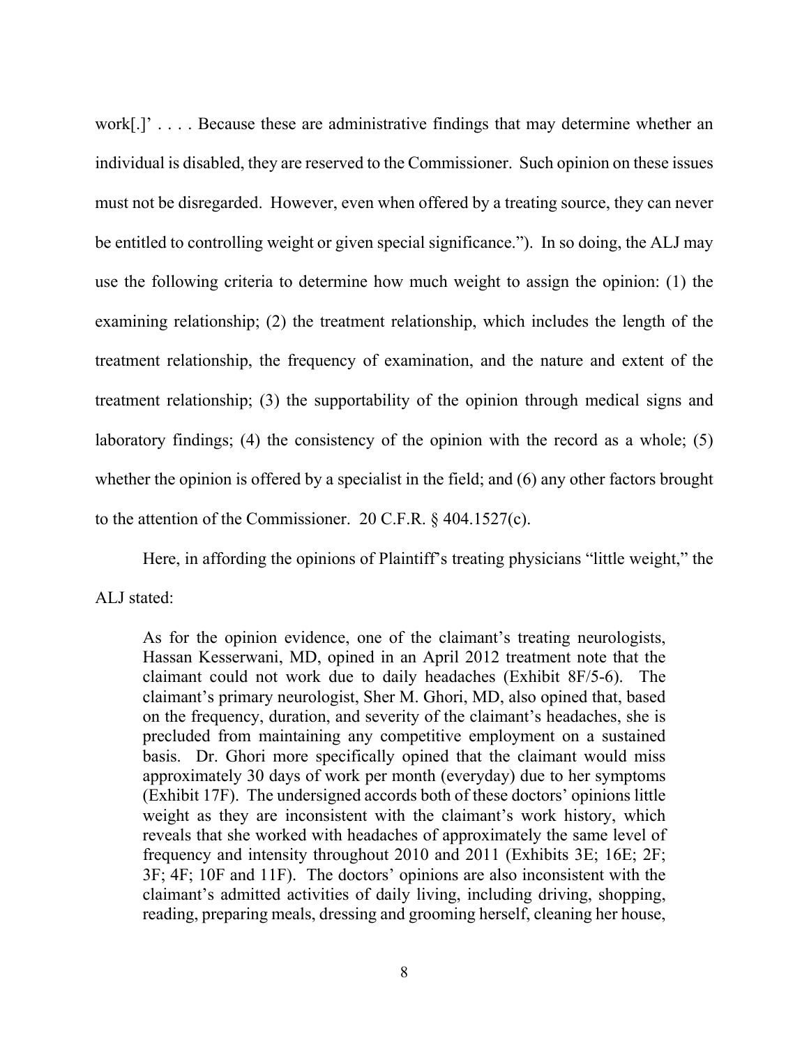work[.]' . . . . Because these are administrative findings that may determine whether an individual is disabled, they are reserved to the Commissioner. Such opinion on these issues must not be disregarded. However, even when offered by a treating source, they can never be entitled to controlling weight or given special significance."). In so doing, the ALJ may use the following criteria to determine how much weight to assign the opinion: (1) the examining relationship; (2) the treatment relationship, which includes the length of the treatment relationship, the frequency of examination, and the nature and extent of the treatment relationship; (3) the supportability of the opinion through medical signs and laboratory findings; (4) the consistency of the opinion with the record as a whole; (5) whether the opinion is offered by a specialist in the field; and (6) any other factors brought to the attention of the Commissioner. 20 C.F.R. § 404.1527(c).

Here, in affording the opinions of Plaintiff's treating physicians "little weight," the ALJ stated:

> As for the opinion evidence, one of the claimant's treating neurologists, Hassan Kesserwani, MD, opined in an April 2012 treatment note that the claimant could not work due to daily headaches (Exhibit 8F/5-6). The claimant's primary neurologist, Sher M. Ghori, MD, also opined that, based on the frequency, duration, and severity of the claimant's headaches, she is precluded from maintaining any competitive employment on a sustained basis. Dr. Ghori more specifically opined that the claimant would miss approximately 30 days of work per month (everyday) due to her symptoms (Exhibit 17F). The undersigned accords both of these doctors' opinions little weight as they are inconsistent with the claimant's work history, which reveals that she worked with headaches of approximately the same level of frequency and intensity throughout 2010 and 2011 (Exhibits 3E; 16E; 2F; 3F; 4F; 10F and 11F). The doctors' opinions are also inconsistent with the claimant's admitted activities of daily living, including driving, shopping, reading, preparing meals, dressing and grooming herself, cleaning her house,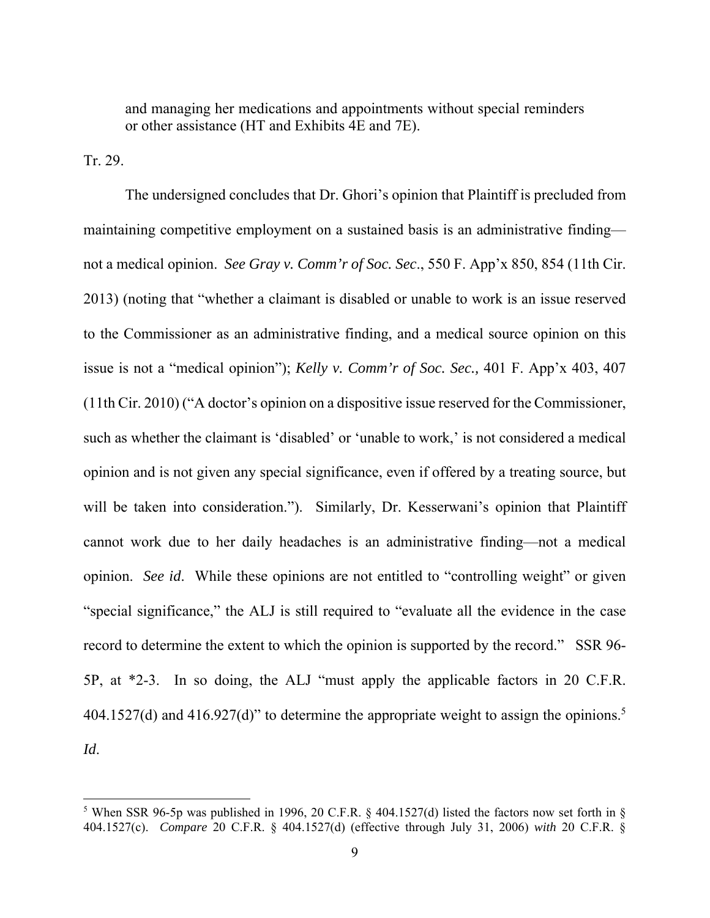> and managing her medications and appointments without special reminders or other assistance (HT and Exhibits 4E and 7E).

Tr. 29.

The undersigned concludes that Dr. Ghori's opinion that Plaintiff is precluded from maintaining competitive employment on a sustained basis is an administrative finding—not a medical opinion. *See Gray v. Comm'r of Soc. Sec*., 550 F. App'x 850, 854 (11th Cir. 2013) (noting that "whether a claimant is disabled or unable to work is an issue reserved to the Commissioner as an administrative finding, and a medical source opinion on this issue is not a "medical opinion"); *Kelly v. Comm'r of Soc. Sec.,* 401 F. App'x 403, 407 (11th Cir. 2010) ("A doctor's opinion on a dispositive issue reserved for the Commissioner, such as whether the claimant is 'disabled' or 'unable to work,' is not considered a medical opinion and is not given any special significance, even if offered by a treating source, but will be taken into consideration."). Similarly, Dr. Kesserwani's opinion that Plaintiff cannot work due to her daily headaches is an administrative finding—not a medical opinion. *See id*. While these opinions are not entitled to "controlling weight" or given "special significance," the ALJ is still required to "evaluate all the evidence in the case record to determine the extent to which the opinion is supported by the record." SSR 96-5P, at *2-3. In so doing, the ALJ "must apply the applicable factors in 20 C.F.R. 404.1527(d) and 416.927(d)" to determine the appropriate weight to assign the opinions.[5] *Id*.

[5] When SSR 96-5p was published in 1996, 20 C.F.R. § 404.1527(d) listed the factors now set forth in § 404.1527(c). *Compare* 20 C.F.R. § 404.1527(d) (effective through July 31, 2006) *with* 20 C.F.R. §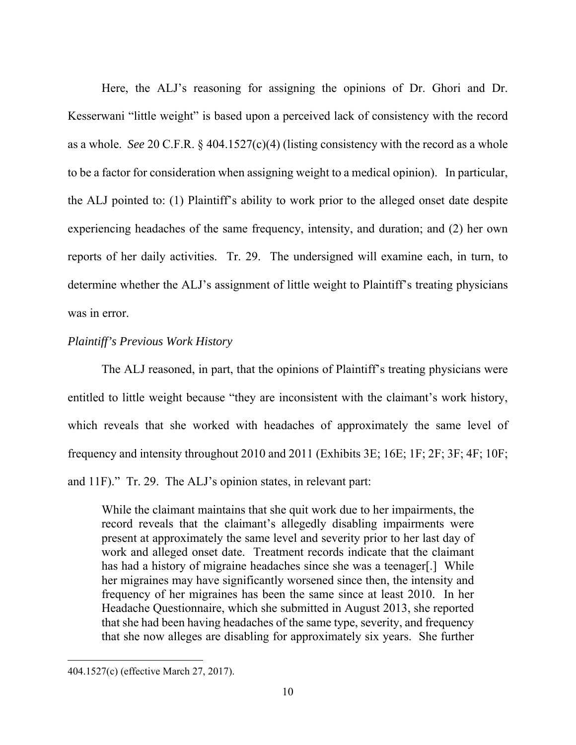Here, the ALJ's reasoning for assigning the opinions of Dr. Ghori and Dr. Kesserwani "little weight" is based upon a perceived lack of consistency with the record as a whole. *See* 20 C.F.R. § 404.1527(c)(4) (listing consistency with the record as a whole to be a factor for consideration when assigning weight to a medical opinion). In particular, the ALJ pointed to: (1) Plaintiff's ability to work prior to the alleged onset date despite experiencing headaches of the same frequency, intensity, and duration; and (2) her own reports of her daily activities. Tr. 29. The undersigned will examine each, in turn, to determine whether the ALJ's assignment of little weight to Plaintiff's treating physicians was in error.

*Plaintiff's Previous Work History*

The ALJ reasoned, in part, that the opinions of Plaintiff's treating physicians were entitled to little weight because "they are inconsistent with the claimant's work history, which reveals that she worked with headaches of approximately the same level of frequency and intensity throughout 2010 and 2011 (Exhibits 3E; 16E; 1F; 2F; 3F; 4F; 10F; and 11F)." Tr. 29. The ALJ's opinion states, in relevant part:

> While the claimant maintains that she quit work due to her impairments, the record reveals that the claimant's allegedly disabling impairments were present at approximately the same level and severity prior to her last day of work and alleged onset date. Treatment records indicate that the claimant has had a history of migraine headaches since she was a teenager[.] While her migraines may have significantly worsened since then, the intensity and frequency of her migraines has been the same since at least 2010. In her Headache Questionnaire, which she submitted in August 2013, she reported that she had been having headaches of the same type, severity, and frequency that she now alleges are disabling for approximately six years. She further

---

404.1527(c) (effective March 27, 2017).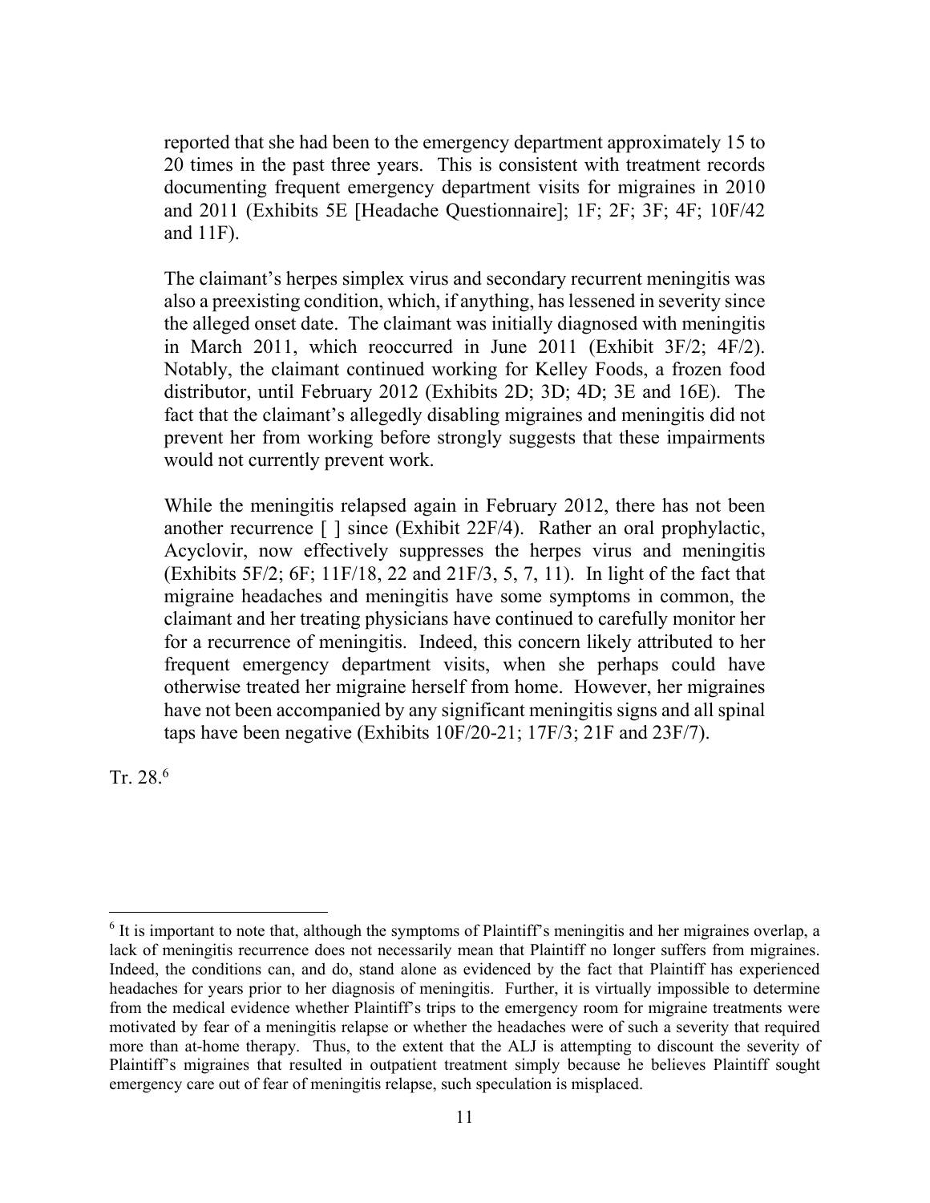> reported that she had been to the emergency department approximately 15 to 20 times in the past three years. This is consistent with treatment records documenting frequent emergency department visits for migraines in 2010 and 2011 (Exhibits 5E [Headache Questionnaire]; 1F; 2F; 3F; 4F; 10F/42 and 11F).
>
> The claimant's herpes simplex virus and secondary recurrent meningitis was also a preexisting condition, which, if anything, has lessened in severity since the alleged onset date. The claimant was initially diagnosed with meningitis in March 2011, which reoccurred in June 2011 (Exhibit 3F/2; 4F/2). Notably, the claimant continued working for Kelley Foods, a frozen food distributor, until February 2012 (Exhibits 2D; 3D; 4D; 3E and 16E). The fact that the claimant's allegedly disabling migraines and meningitis did not prevent her from working before strongly suggests that these impairments would not currently prevent work.
>
> While the meningitis relapsed again in February 2012, there has not been another recurrence [ ] since (Exhibit 22F/4). Rather an oral prophylactic, Acyclovir, now effectively suppresses the herpes virus and meningitis (Exhibits 5F/2; 6F; 11F/18, 22 and 21F/3, 5, 7, 11). In light of the fact that migraine headaches and meningitis have some symptoms in common, the claimant and her treating physicians have continued to carefully monitor her for a recurrence of meningitis. Indeed, this concern likely attributed to her frequent emergency department visits, when she perhaps could have otherwise treated her migraine herself from home. However, her migraines have not been accompanied by any significant meningitis signs and all spinal taps have been negative (Exhibits 10F/20-21; 17F/3; 21F and 23F/7).

Tr. 28.[6]

---

[6] It is important to note that, although the symptoms of Plaintiff's meningitis and her migraines overlap, a lack of meningitis recurrence does not necessarily mean that Plaintiff no longer suffers from migraines. Indeed, the conditions can, and do, stand alone as evidenced by the fact that Plaintiff has experienced headaches for years prior to her diagnosis of meningitis. Further, it is virtually impossible to determine from the medical evidence whether Plaintiff's trips to the emergency room for migraine treatments were motivated by fear of a meningitis relapse or whether the headaches were of such a severity that required more than at-home therapy. Thus, to the extent that the ALJ is attempting to discount the severity of Plaintiff's migraines that resulted in outpatient treatment simply because he believes Plaintiff sought emergency care out of fear of meningitis relapse, such speculation is misplaced.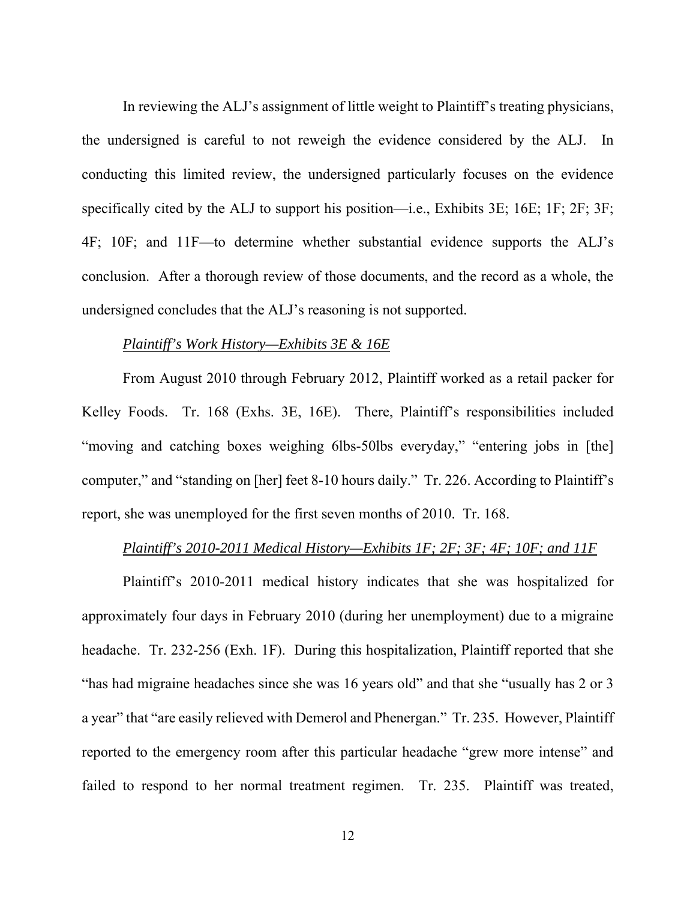In reviewing the ALJ's assignment of little weight to Plaintiff's treating physicians, the undersigned is careful to not reweigh the evidence considered by the ALJ. In conducting this limited review, the undersigned particularly focuses on the evidence specifically cited by the ALJ to support his position—i.e., Exhibits 3E; 16E; 1F; 2F; 3F; 4F; 10F; and 11F—to determine whether substantial evidence supports the ALJ's conclusion. After a thorough review of those documents, and the record as a whole, the undersigned concludes that the ALJ's reasoning is not supported.

*Plaintiff's Work History—Exhibits 3E & 16E*

From August 2010 through February 2012, Plaintiff worked as a retail packer for Kelley Foods. Tr. 168 (Exhs. 3E, 16E). There, Plaintiff's responsibilities included "moving and catching boxes weighing 6lbs-50lbs everyday," "entering jobs in [the] computer," and "standing on [her] feet 8-10 hours daily." Tr. 226. According to Plaintiff's report, she was unemployed for the first seven months of 2010. Tr. 168.

*Plaintiff's 2010-2011 Medical History—Exhibits 1F; 2F; 3F; 4F; 10F; and 11F*

Plaintiff's 2010-2011 medical history indicates that she was hospitalized for approximately four days in February 2010 (during her unemployment) due to a migraine headache. Tr. 232-256 (Exh. 1F). During this hospitalization, Plaintiff reported that she "has had migraine headaches since she was 16 years old" and that she "usually has 2 or 3 a year" that "are easily relieved with Demerol and Phenergan." Tr. 235. However, Plaintiff reported to the emergency room after this particular headache "grew more intense" and failed to respond to her normal treatment regimen. Tr. 235. Plaintiff was treated,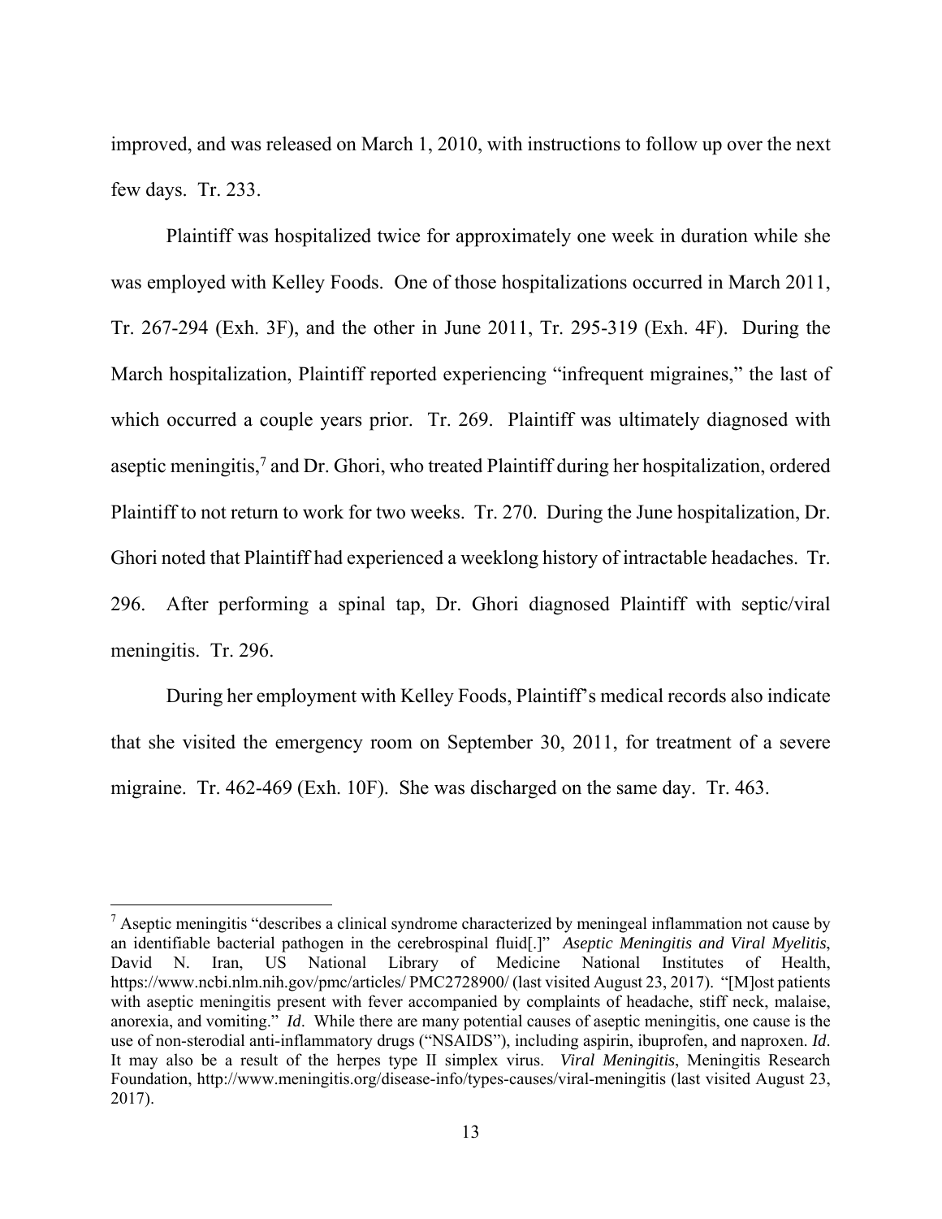improved, and was released on March 1, 2010, with instructions to follow up over the next few days. Tr. 233.

Plaintiff was hospitalized twice for approximately one week in duration while she was employed with Kelley Foods. One of those hospitalizations occurred in March 2011, Tr. 267-294 (Exh. 3F), and the other in June 2011, Tr. 295-319 (Exh. 4F). During the March hospitalization, Plaintiff reported experiencing "infrequent migraines," the last of which occurred a couple years prior. Tr. 269. Plaintiff was ultimately diagnosed with aseptic meningitis,[7] and Dr. Ghori, who treated Plaintiff during her hospitalization, ordered Plaintiff to not return to work for two weeks. Tr. 270. During the June hospitalization, Dr. Ghori noted that Plaintiff had experienced a weeklong history of intractable headaches. Tr. 296. After performing a spinal tap, Dr. Ghori diagnosed Plaintiff with septic/viral meningitis. Tr. 296.

During her employment with Kelley Foods, Plaintiff's medical records also indicate that she visited the emergency room on September 30, 2011, for treatment of a severe migraine. Tr. 462-469 (Exh. 10F). She was discharged on the same day. Tr. 463.

---

[7] Aseptic meningitis "describes a clinical syndrome characterized by meningeal inflammation not cause by an identifiable bacterial pathogen in the cerebrospinal fluid[.]" *Aseptic Meningitis and Viral Myelitis*, David N. Iran, US National Library of Medicine National Institutes of Health, https://www.ncbi.nlm.nih.gov/pmc/articles/ PMC2728900/ (last visited August 23, 2017). "[M]ost patients with aseptic meningitis present with fever accompanied by complaints of headache, stiff neck, malaise, anorexia, and vomiting." *Id*. While there are many potential causes of aseptic meningitis, one cause is the use of non-sterodial anti-inflammatory drugs ("NSAIDS"), including aspirin, ibuprofen, and naproxen. *Id*. It may also be a result of the herpes type II simplex virus. *Viral Meningitis*, Meningitis Research Foundation, http://www.meningitis.org/disease-info/types-causes/viral-meningitis (last visited August 23, 2017).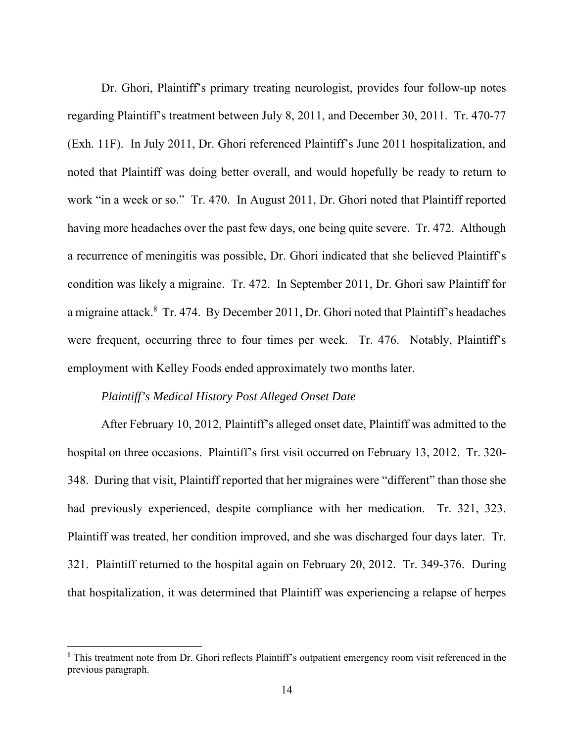Dr. Ghori, Plaintiff's primary treating neurologist, provides four follow-up notes regarding Plaintiff's treatment between July 8, 2011, and December 30, 2011. Tr. 470-77 (Exh. 11F). In July 2011, Dr. Ghori referenced Plaintiff's June 2011 hospitalization, and noted that Plaintiff was doing better overall, and would hopefully be ready to return to work "in a week or so." Tr. 470. In August 2011, Dr. Ghori noted that Plaintiff reported having more headaches over the past few days, one being quite severe. Tr. 472. Although a recurrence of meningitis was possible, Dr. Ghori indicated that she believed Plaintiff's condition was likely a migraine. Tr. 472. In September 2011, Dr. Ghori saw Plaintiff for a migraine attack.[8] Tr. 474. By December 2011, Dr. Ghori noted that Plaintiff's headaches were frequent, occurring three to four times per week. Tr. 476. Notably, Plaintiff's employment with Kelley Foods ended approximately two months later.

*Plaintiff's Medical History Post Alleged Onset Date*

After February 10, 2012, Plaintiff's alleged onset date, Plaintiff was admitted to the hospital on three occasions. Plaintiff's first visit occurred on February 13, 2012. Tr. 320-348. During that visit, Plaintiff reported that her migraines were "different" than those she had previously experienced, despite compliance with her medication. Tr. 321, 323. Plaintiff was treated, her condition improved, and she was discharged four days later. Tr. 321. Plaintiff returned to the hospital again on February 20, 2012. Tr. 349-376. During that hospitalization, it was determined that Plaintiff was experiencing a relapse of herpes

[8] This treatment note from Dr. Ghori reflects Plaintiff's outpatient emergency room visit referenced in the previous paragraph.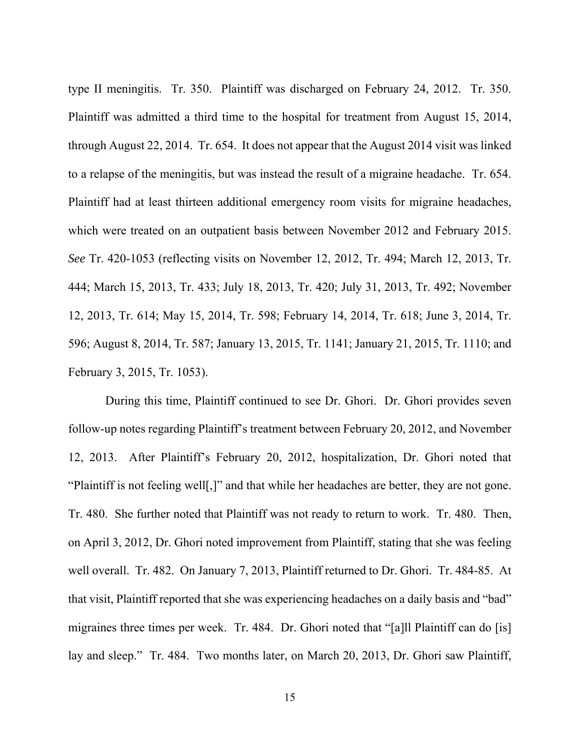type II meningitis. Tr. 350. Plaintiff was discharged on February 24, 2012. Tr. 350. Plaintiff was admitted a third time to the hospital for treatment from August 15, 2014, through August 22, 2014. Tr. 654. It does not appear that the August 2014 visit was linked to a relapse of the meningitis, but was instead the result of a migraine headache. Tr. 654. Plaintiff had at least thirteen additional emergency room visits for migraine headaches, which were treated on an outpatient basis between November 2012 and February 2015. *See* Tr. 420-1053 (reflecting visits on November 12, 2012, Tr. 494; March 12, 2013, Tr. 444; March 15, 2013, Tr. 433; July 18, 2013, Tr. 420; July 31, 2013, Tr. 492; November 12, 2013, Tr. 614; May 15, 2014, Tr. 598; February 14, 2014, Tr. 618; June 3, 2014, Tr. 596; August 8, 2014, Tr. 587; January 13, 2015, Tr. 1141; January 21, 2015, Tr. 1110; and February 3, 2015, Tr. 1053).

During this time, Plaintiff continued to see Dr. Ghori. Dr. Ghori provides seven follow-up notes regarding Plaintiff's treatment between February 20, 2012, and November 12, 2013. After Plaintiff's February 20, 2012, hospitalization, Dr. Ghori noted that "Plaintiff is not feeling well[,]" and that while her headaches are better, they are not gone. Tr. 480. She further noted that Plaintiff was not ready to return to work. Tr. 480. Then, on April 3, 2012, Dr. Ghori noted improvement from Plaintiff, stating that she was feeling well overall. Tr. 482. On January 7, 2013, Plaintiff returned to Dr. Ghori. Tr. 484-85. At that visit, Plaintiff reported that she was experiencing headaches on a daily basis and "bad" migraines three times per week. Tr. 484. Dr. Ghori noted that "[a]ll Plaintiff can do [is] lay and sleep." Tr. 484. Two months later, on March 20, 2013, Dr. Ghori saw Plaintiff,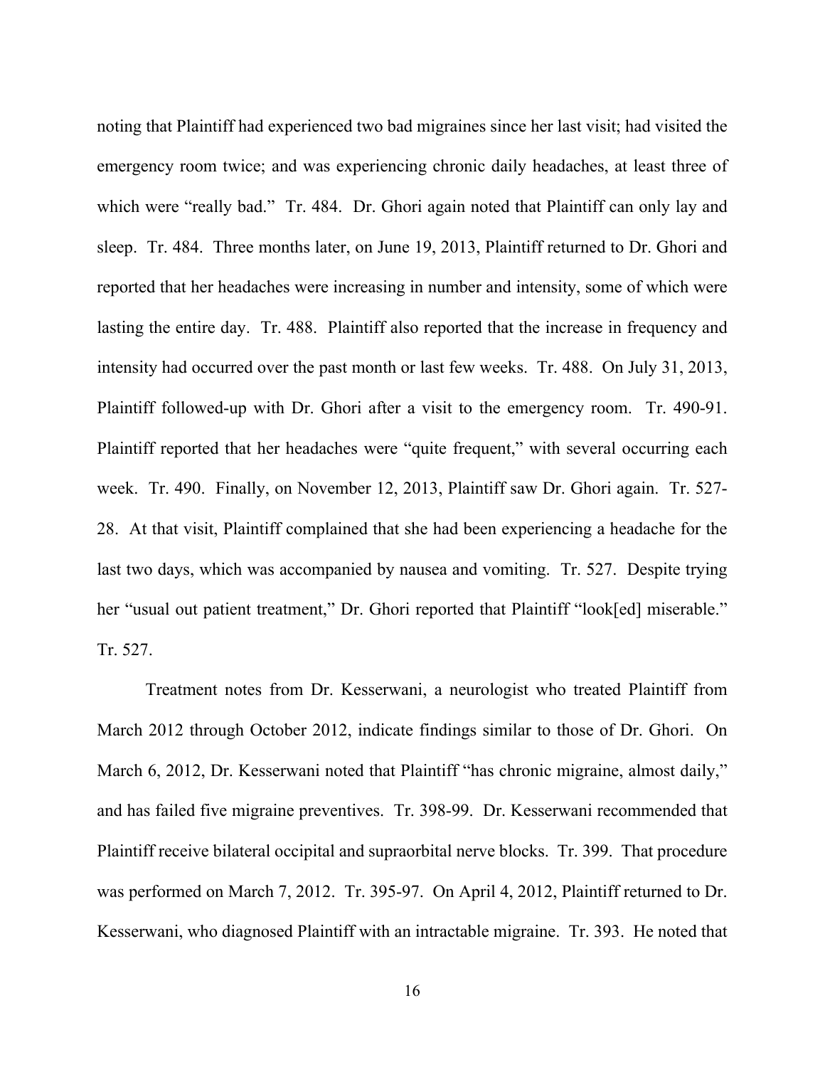noting that Plaintiff had experienced two bad migraines since her last visit; had visited the emergency room twice; and was experiencing chronic daily headaches, at least three of which were "really bad." Tr. 484. Dr. Ghori again noted that Plaintiff can only lay and sleep. Tr. 484. Three months later, on June 19, 2013, Plaintiff returned to Dr. Ghori and reported that her headaches were increasing in number and intensity, some of which were lasting the entire day. Tr. 488. Plaintiff also reported that the increase in frequency and intensity had occurred over the past month or last few weeks. Tr. 488. On July 31, 2013, Plaintiff followed-up with Dr. Ghori after a visit to the emergency room. Tr. 490-91. Plaintiff reported that her headaches were "quite frequent," with several occurring each week. Tr. 490. Finally, on November 12, 2013, Plaintiff saw Dr. Ghori again. Tr. 527-28. At that visit, Plaintiff complained that she had been experiencing a headache for the last two days, which was accompanied by nausea and vomiting. Tr. 527. Despite trying her "usual out patient treatment," Dr. Ghori reported that Plaintiff "look[ed] miserable." Tr. 527.

Treatment notes from Dr. Kesserwani, a neurologist who treated Plaintiff from March 2012 through October 2012, indicate findings similar to those of Dr. Ghori. On March 6, 2012, Dr. Kesserwani noted that Plaintiff "has chronic migraine, almost daily," and has failed five migraine preventives. Tr. 398-99. Dr. Kesserwani recommended that Plaintiff receive bilateral occipital and supraorbital nerve blocks. Tr. 399. That procedure was performed on March 7, 2012. Tr. 395-97. On April 4, 2012, Plaintiff returned to Dr. Kesserwani, who diagnosed Plaintiff with an intractable migraine. Tr. 393. He noted that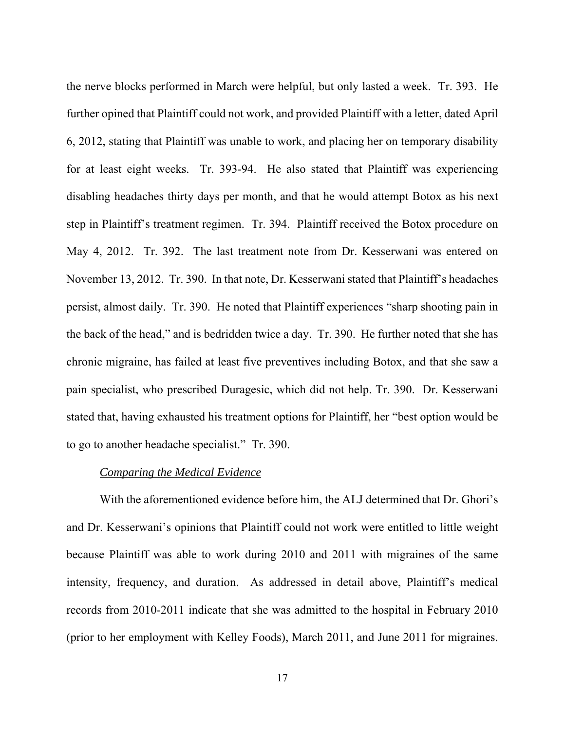the nerve blocks performed in March were helpful, but only lasted a week. Tr. 393. He further opined that Plaintiff could not work, and provided Plaintiff with a letter, dated April 6, 2012, stating that Plaintiff was unable to work, and placing her on temporary disability for at least eight weeks. Tr. 393-94. He also stated that Plaintiff was experiencing disabling headaches thirty days per month, and that he would attempt Botox as his next step in Plaintiff's treatment regimen. Tr. 394. Plaintiff received the Botox procedure on May 4, 2012. Tr. 392. The last treatment note from Dr. Kesserwani was entered on November 13, 2012. Tr. 390. In that note, Dr. Kesserwani stated that Plaintiff's headaches persist, almost daily. Tr. 390. He noted that Plaintiff experiences "sharp shooting pain in the back of the head," and is bedridden twice a day. Tr. 390. He further noted that she has chronic migraine, has failed at least five preventives including Botox, and that she saw a pain specialist, who prescribed Duragesic, which did not help. Tr. 390. Dr. Kesserwani stated that, having exhausted his treatment options for Plaintiff, her "best option would be to go to another headache specialist." Tr. 390.

*Comparing the Medical Evidence*

With the aforementioned evidence before him, the ALJ determined that Dr. Ghori's and Dr. Kesserwani's opinions that Plaintiff could not work were entitled to little weight because Plaintiff was able to work during 2010 and 2011 with migraines of the same intensity, frequency, and duration. As addressed in detail above, Plaintiff's medical records from 2010-2011 indicate that she was admitted to the hospital in February 2010 (prior to her employment with Kelley Foods), March 2011, and June 2011 for migraines.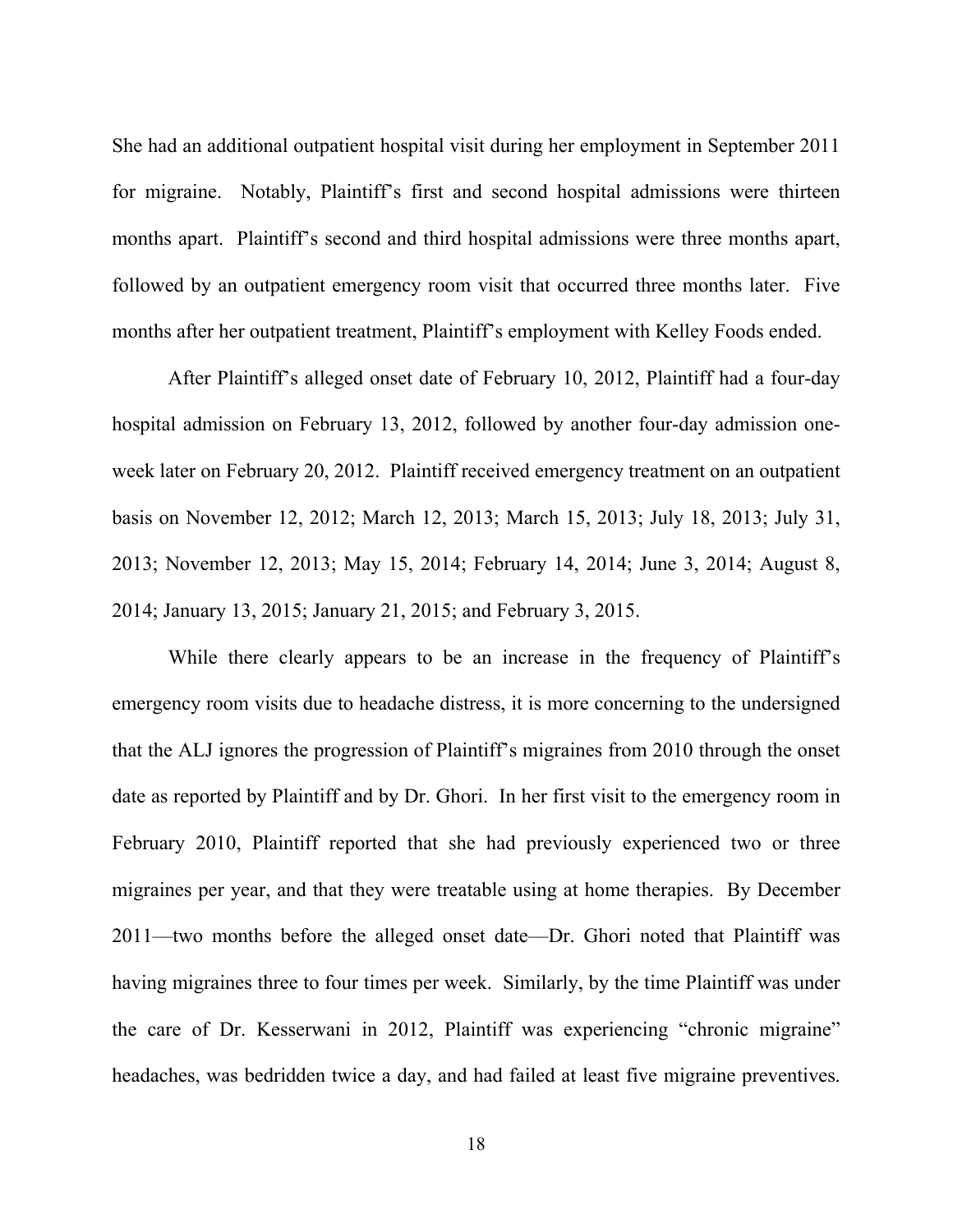She had an additional outpatient hospital visit during her employment in September 2011 for migraine. Notably, Plaintiff's first and second hospital admissions were thirteen months apart. Plaintiff's second and third hospital admissions were three months apart, followed by an outpatient emergency room visit that occurred three months later. Five months after her outpatient treatment, Plaintiff's employment with Kelley Foods ended.

After Plaintiff's alleged onset date of February 10, 2012, Plaintiff had a four-day hospital admission on February 13, 2012, followed by another four-day admission one-week later on February 20, 2012. Plaintiff received emergency treatment on an outpatient basis on November 12, 2012; March 12, 2013; March 15, 2013; July 18, 2013; July 31, 2013; November 12, 2013; May 15, 2014; February 14, 2014; June 3, 2014; August 8, 2014; January 13, 2015; January 21, 2015; and February 3, 2015.

While there clearly appears to be an increase in the frequency of Plaintiff's emergency room visits due to headache distress, it is more concerning to the undersigned that the ALJ ignores the progression of Plaintiff's migraines from 2010 through the onset date as reported by Plaintiff and by Dr. Ghori. In her first visit to the emergency room in February 2010, Plaintiff reported that she had previously experienced two or three migraines per year, and that they were treatable using at home therapies. By December 2011—two months before the alleged onset date—Dr. Ghori noted that Plaintiff was having migraines three to four times per week. Similarly, by the time Plaintiff was under the care of Dr. Kesserwani in 2012, Plaintiff was experiencing "chronic migraine" headaches, was bedridden twice a day, and had failed at least five migraine preventives.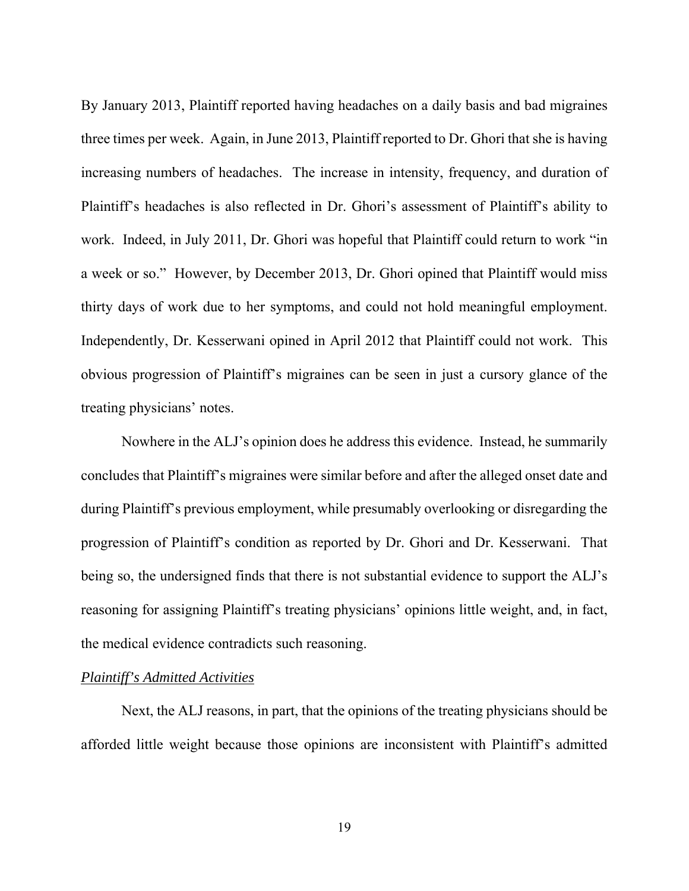By January 2013, Plaintiff reported having headaches on a daily basis and bad migraines three times per week. Again, in June 2013, Plaintiff reported to Dr. Ghori that she is having increasing numbers of headaches. The increase in intensity, frequency, and duration of Plaintiff's headaches is also reflected in Dr. Ghori's assessment of Plaintiff's ability to work. Indeed, in July 2011, Dr. Ghori was hopeful that Plaintiff could return to work "in a week or so." However, by December 2013, Dr. Ghori opined that Plaintiff would miss thirty days of work due to her symptoms, and could not hold meaningful employment. Independently, Dr. Kesserwani opined in April 2012 that Plaintiff could not work. This obvious progression of Plaintiff's migraines can be seen in just a cursory glance of the treating physicians' notes.

Nowhere in the ALJ's opinion does he address this evidence. Instead, he summarily concludes that Plaintiff's migraines were similar before and after the alleged onset date and during Plaintiff's previous employment, while presumably overlooking or disregarding the progression of Plaintiff's condition as reported by Dr. Ghori and Dr. Kesserwani. That being so, the undersigned finds that there is not substantial evidence to support the ALJ's reasoning for assigning Plaintiff's treating physicians' opinions little weight, and, in fact, the medical evidence contradicts such reasoning.

*Plaintiff's Admitted Activities*

Next, the ALJ reasons, in part, that the opinions of the treating physicians should be afforded little weight because those opinions are inconsistent with Plaintiff's admitted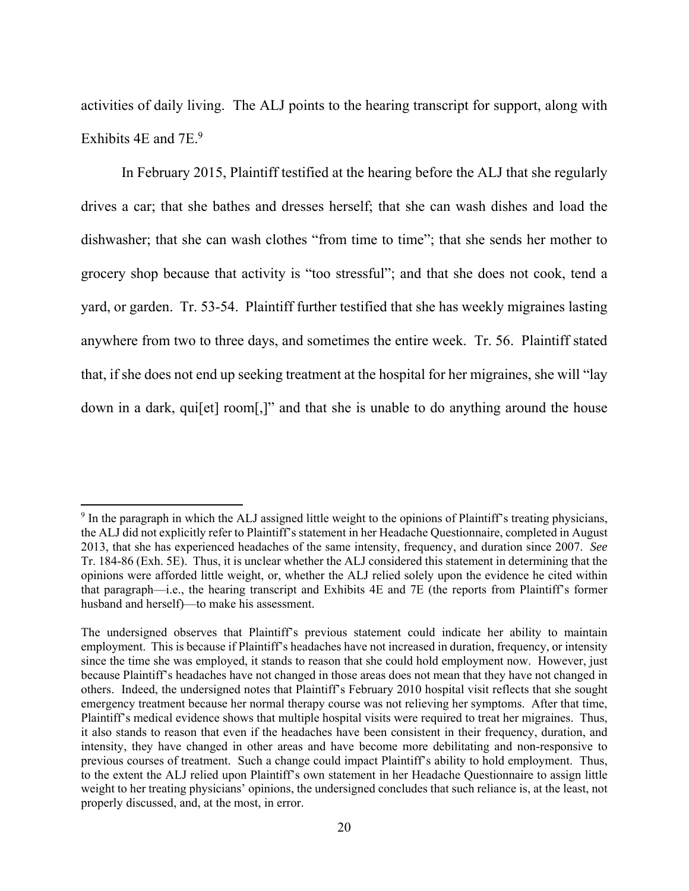activities of daily living. The ALJ points to the hearing transcript for support, along with Exhibits 4E and 7E.[9]

In February 2015, Plaintiff testified at the hearing before the ALJ that she regularly drives a car; that she bathes and dresses herself; that she can wash dishes and load the dishwasher; that she can wash clothes "from time to time"; that she sends her mother to grocery shop because that activity is "too stressful"; and that she does not cook, tend a yard, or garden. Tr. 53-54. Plaintiff further testified that she has weekly migraines lasting anywhere from two to three days, and sometimes the entire week. Tr. 56. Plaintiff stated that, if she does not end up seeking treatment at the hospital for her migraines, she will "lay down in a dark, qui[et] room[,]" and that she is unable to do anything around the house

---

[9] In the paragraph in which the ALJ assigned little weight to the opinions of Plaintiff's treating physicians, the ALJ did not explicitly refer to Plaintiff's statement in her Headache Questionnaire, completed in August 2013, that she has experienced headaches of the same intensity, frequency, and duration since 2007. *See* Tr. 184-86 (Exh. 5E). Thus, it is unclear whether the ALJ considered this statement in determining that the opinions were afforded little weight, or, whether the ALJ relied solely upon the evidence he cited within that paragraph—i.e., the hearing transcript and Exhibits 4E and 7E (the reports from Plaintiff's former husband and herself)—to make his assessment.

The undersigned observes that Plaintiff's previous statement could indicate her ability to maintain employment. This is because if Plaintiff's headaches have not increased in duration, frequency, or intensity since the time she was employed, it stands to reason that she could hold employment now. However, just because Plaintiff's headaches have not changed in those areas does not mean that they have not changed in others. Indeed, the undersigned notes that Plaintiff's February 2010 hospital visit reflects that she sought emergency treatment because her normal therapy course was not relieving her symptoms. After that time, Plaintiff's medical evidence shows that multiple hospital visits were required to treat her migraines. Thus, it also stands to reason that even if the headaches have been consistent in their frequency, duration, and intensity, they have changed in other areas and have become more debilitating and non-responsive to previous courses of treatment. Such a change could impact Plaintiff's ability to hold employment. Thus, to the extent the ALJ relied upon Plaintiff's own statement in her Headache Questionnaire to assign little weight to her treating physicians' opinions, the undersigned concludes that such reliance is, at the least, not properly discussed, and, at the most, in error.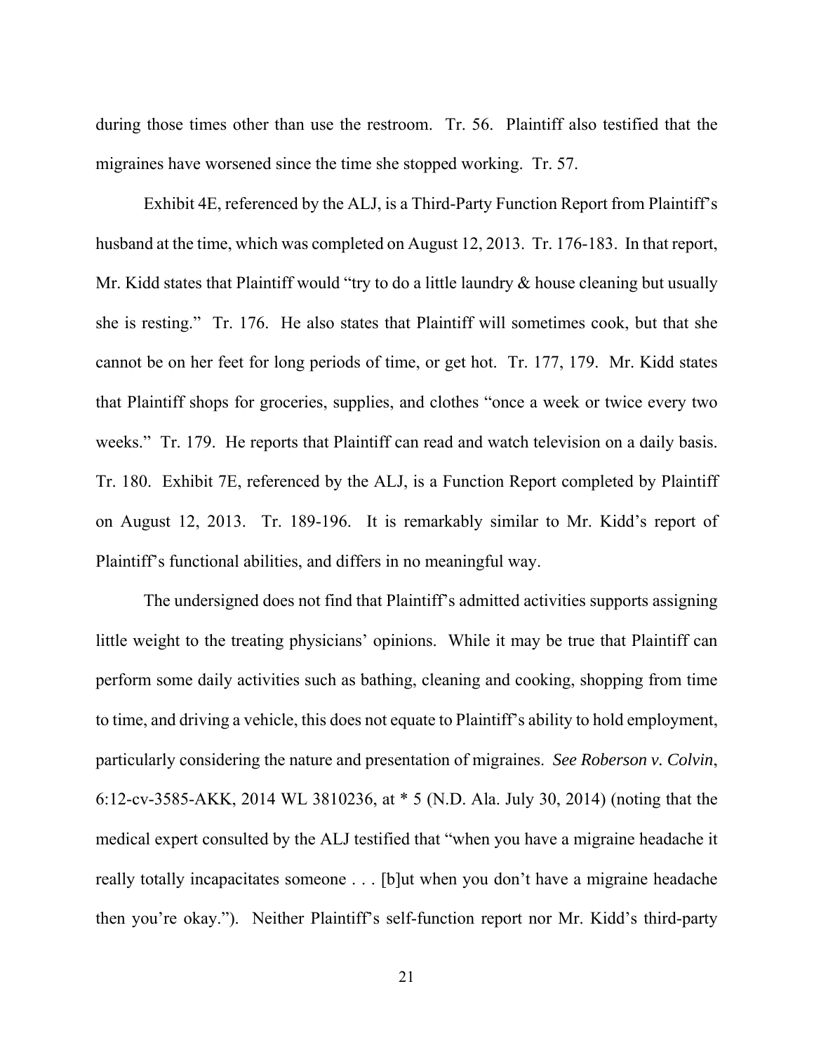during those times other than use the restroom. Tr. 56. Plaintiff also testified that the migraines have worsened since the time she stopped working. Tr. 57.

Exhibit 4E, referenced by the ALJ, is a Third-Party Function Report from Plaintiff's husband at the time, which was completed on August 12, 2013. Tr. 176-183. In that report, Mr. Kidd states that Plaintiff would "try to do a little laundry & house cleaning but usually she is resting." Tr. 176. He also states that Plaintiff will sometimes cook, but that she cannot be on her feet for long periods of time, or get hot. Tr. 177, 179. Mr. Kidd states that Plaintiff shops for groceries, supplies, and clothes "once a week or twice every two weeks." Tr. 179. He reports that Plaintiff can read and watch television on a daily basis. Tr. 180. Exhibit 7E, referenced by the ALJ, is a Function Report completed by Plaintiff on August 12, 2013. Tr. 189-196. It is remarkably similar to Mr. Kidd's report of Plaintiff's functional abilities, and differs in no meaningful way.

The undersigned does not find that Plaintiff's admitted activities supports assigning little weight to the treating physicians' opinions. While it may be true that Plaintiff can perform some daily activities such as bathing, cleaning and cooking, shopping from time to time, and driving a vehicle, this does not equate to Plaintiff's ability to hold employment, particularly considering the nature and presentation of migraines. *See Roberson v. Colvin*, 6:12-cv-3585-AKK, 2014 WL 3810236, at * 5 (N.D. Ala. July 30, 2014) (noting that the medical expert consulted by the ALJ testified that "when you have a migraine headache it really totally incapacitates someone . . . [b]ut when you don't have a migraine headache then you're okay."). Neither Plaintiff's self-function report nor Mr. Kidd's third-party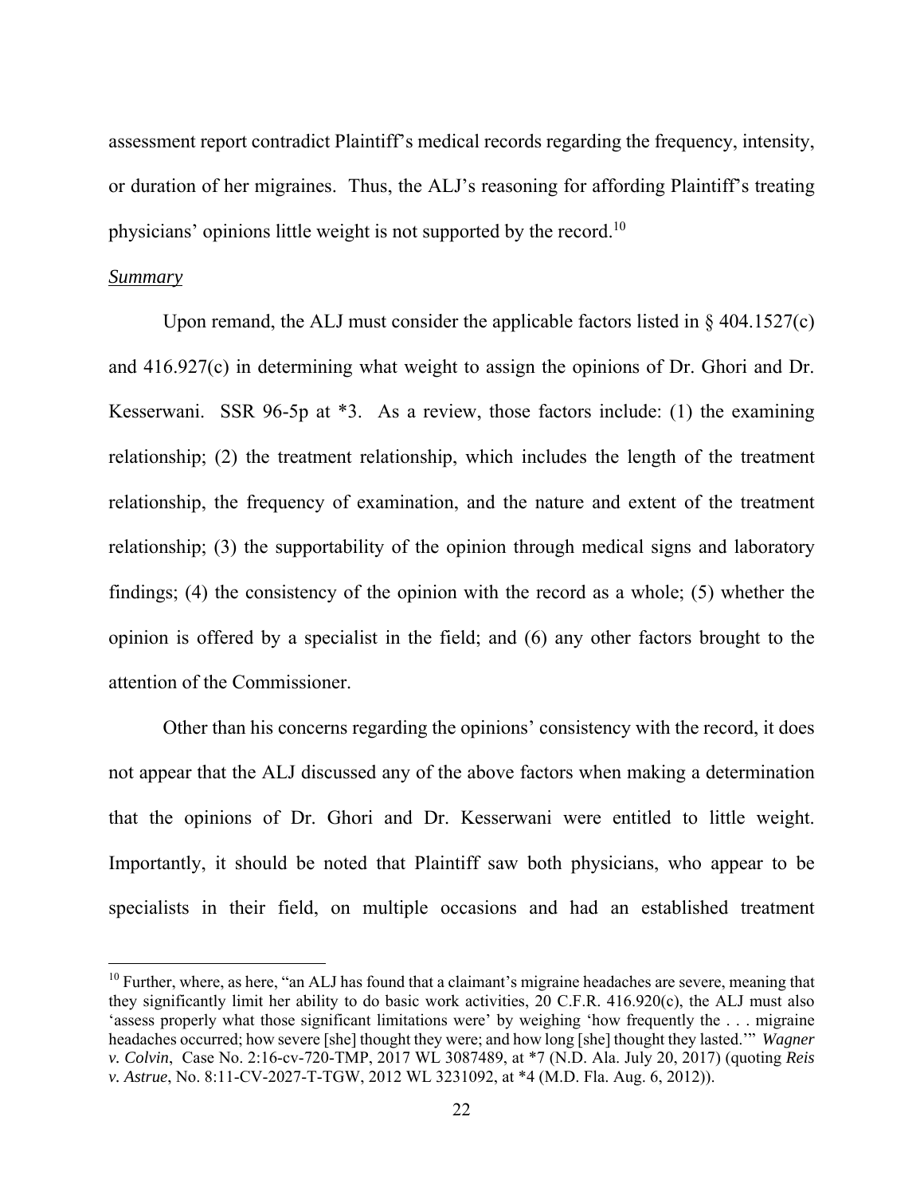assessment report contradict Plaintiff's medical records regarding the frequency, intensity, or duration of her migraines. Thus, the ALJ's reasoning for affording Plaintiff's treating physicians' opinions little weight is not supported by the record.[10]

*Summary*

Upon remand, the ALJ must consider the applicable factors listed in § 404.1527(c) and 416.927(c) in determining what weight to assign the opinions of Dr. Ghori and Dr. Kesserwani. SSR 96-5p at *3. As a review, those factors include: (1) the examining relationship; (2) the treatment relationship, which includes the length of the treatment relationship, the frequency of examination, and the nature and extent of the treatment relationship; (3) the supportability of the opinion through medical signs and laboratory findings; (4) the consistency of the opinion with the record as a whole; (5) whether the opinion is offered by a specialist in the field; and (6) any other factors brought to the attention of the Commissioner.

Other than his concerns regarding the opinions' consistency with the record, it does not appear that the ALJ discussed any of the above factors when making a determination that the opinions of Dr. Ghori and Dr. Kesserwani were entitled to little weight. Importantly, it should be noted that Plaintiff saw both physicians, who appear to be specialists in their field, on multiple occasions and had an established treatment

---

[10] Further, where, as here, "an ALJ has found that a claimant's migraine headaches are severe, meaning that they significantly limit her ability to do basic work activities, 20 C.F.R. 416.920(c), the ALJ must also 'assess properly what those significant limitations were' by weighing 'how frequently the . . . migraine headaches occurred; how severe [she] thought they were; and how long [she] thought they lasted.'" *Wagner v. Colvin*, Case No. 2:16-cv-720-TMP, 2017 WL 3087489, at *7 (N.D. Ala. July 20, 2017) (quoting *Reis v. Astrue*, No. 8:11-CV-2027-T-TGW, 2012 WL 3231092, at *4 (M.D. Fla. Aug. 6, 2012)).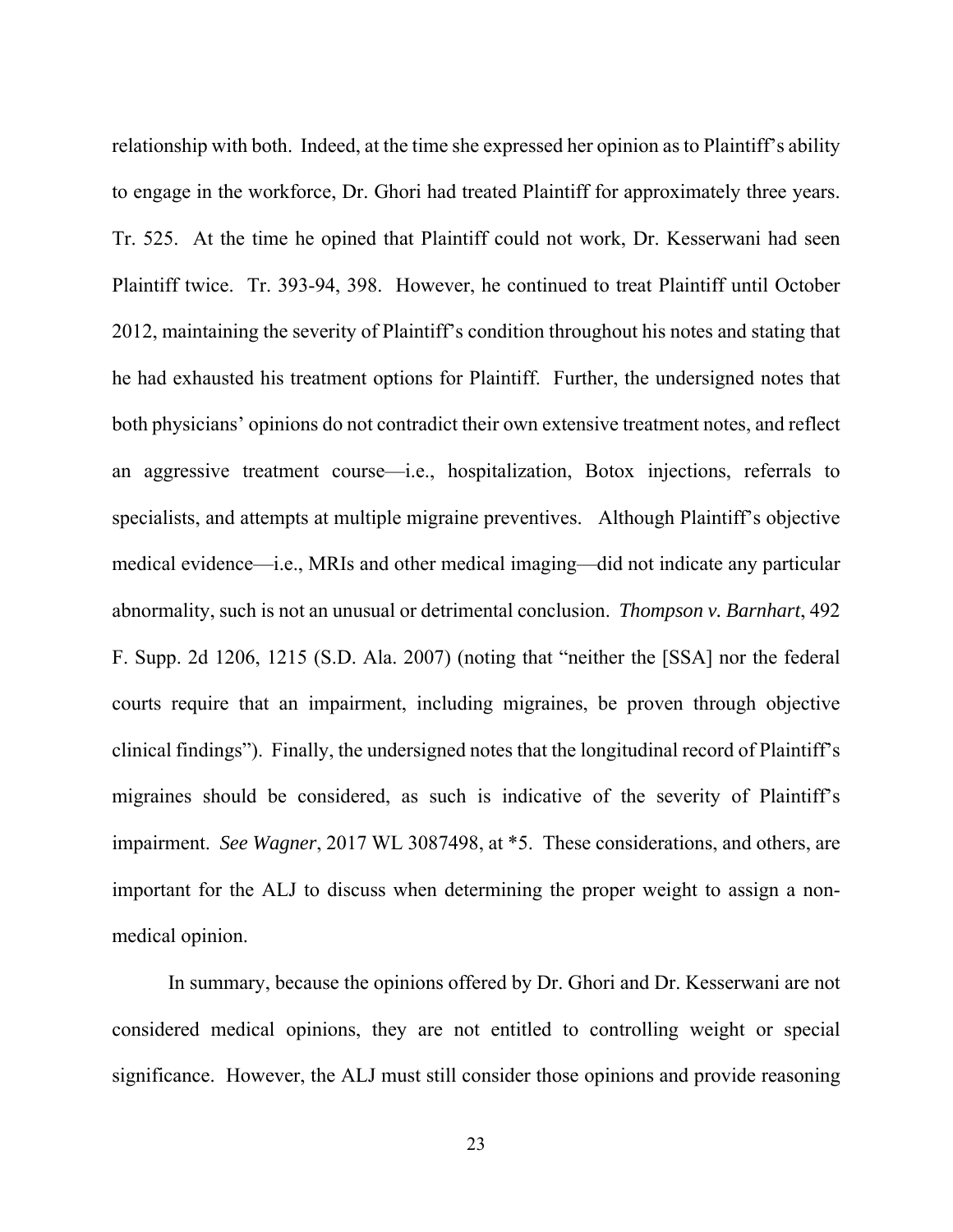relationship with both. Indeed, at the time she expressed her opinion as to Plaintiff's ability to engage in the workforce, Dr. Ghori had treated Plaintiff for approximately three years. Tr. 525. At the time he opined that Plaintiff could not work, Dr. Kesserwani had seen Plaintiff twice. Tr. 393-94, 398. However, he continued to treat Plaintiff until October 2012, maintaining the severity of Plaintiff's condition throughout his notes and stating that he had exhausted his treatment options for Plaintiff. Further, the undersigned notes that both physicians' opinions do not contradict their own extensive treatment notes, and reflect an aggressive treatment course—i.e., hospitalization, Botox injections, referrals to specialists, and attempts at multiple migraine preventives. Although Plaintiff's objective medical evidence—i.e., MRIs and other medical imaging—did not indicate any particular abnormality, such is not an unusual or detrimental conclusion. *Thompson v. Barnhart*, 492 F. Supp. 2d 1206, 1215 (S.D. Ala. 2007) (noting that "neither the [SSA] nor the federal courts require that an impairment, including migraines, be proven through objective clinical findings"). Finally, the undersigned notes that the longitudinal record of Plaintiff's migraines should be considered, as such is indicative of the severity of Plaintiff's impairment. *See Wagner*, 2017 WL 3087498, at *5. These considerations, and others, are important for the ALJ to discuss when determining the proper weight to assign a non-medical opinion.

In summary, because the opinions offered by Dr. Ghori and Dr. Kesserwani are not considered medical opinions, they are not entitled to controlling weight or special significance. However, the ALJ must still consider those opinions and provide reasoning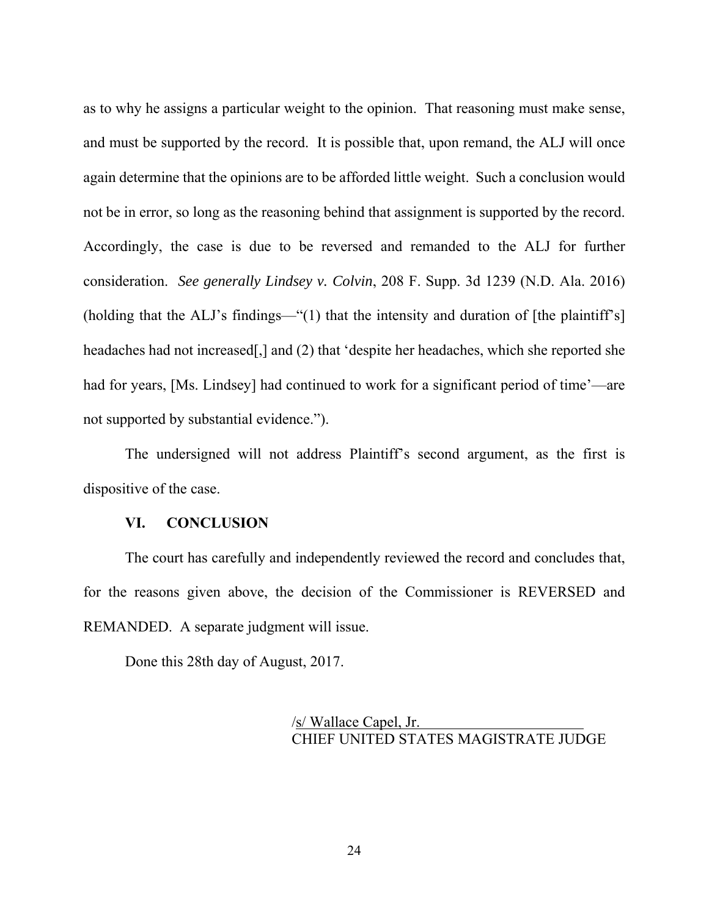as to why he assigns a particular weight to the opinion. That reasoning must make sense, and must be supported by the record. It is possible that, upon remand, the ALJ will once again determine that the opinions are to be afforded little weight. Such a conclusion would not be in error, so long as the reasoning behind that assignment is supported by the record. Accordingly, the case is due to be reversed and remanded to the ALJ for further consideration. *See generally Lindsey v. Colvin*, 208 F. Supp. 3d 1239 (N.D. Ala. 2016) (holding that the ALJ's findings—"(1) that the intensity and duration of [the plaintiff's] headaches had not increased[,] and (2) that 'despite her headaches, which she reported she had for years, [Ms. Lindsey] had continued to work for a significant period of time'—are not supported by substantial evidence.").

The undersigned will not address Plaintiff's second argument, as the first is dispositive of the case.

## VI. CONCLUSION

The court has carefully and independently reviewed the record and concludes that, for the reasons given above, the decision of the Commissioner is REVERSED and REMANDED. A separate judgment will issue.

Done this 28th day of August, 2017.

/s/ Wallace Capel, Jr.
CHIEF UNITED STATES MAGISTRATE JUDGE